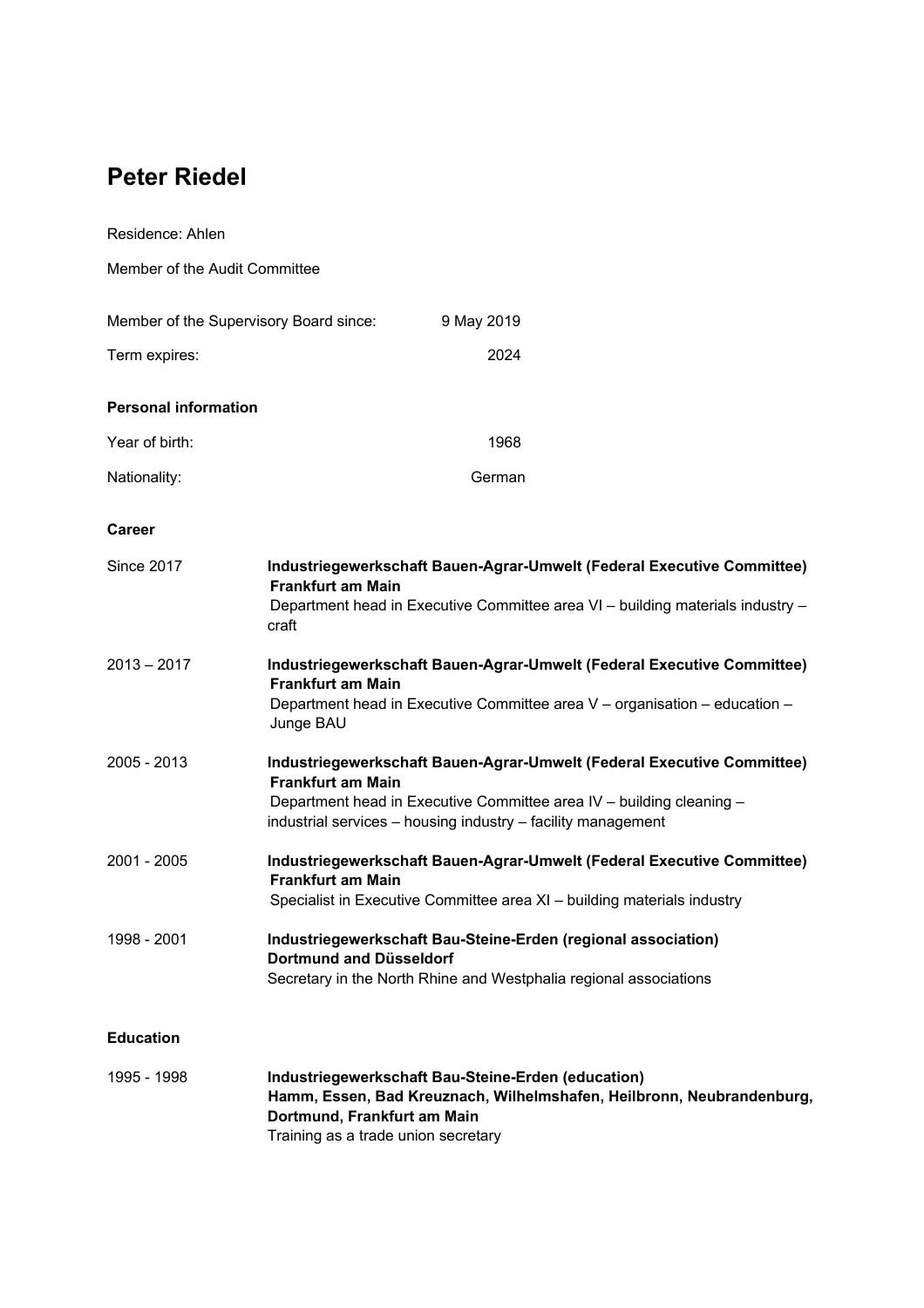# Peter Riedel

Residence: Ahlen

Member of the Audit Committee

| | |
|---|---|
| Member of the Supervisory Board since: | 9 May 2019 |
| Term expires: | 2024 |

**Personal information**

| | |
|---|---|
| Year of birth: | 1968 |
| Nationality: | German |

**Career**

| | |
|---|---|
| Since 2017 | **Industriegewerkschaft Bauen-Agrar-Umwelt (Federal Executive Committee) Frankfurt am Main**<br>Department head in Executive Committee area VI – building materials industry – craft |
| 2013 – 2017 | **Industriegewerkschaft Bauen-Agrar-Umwelt (Federal Executive Committee) Frankfurt am Main**<br>Department head in Executive Committee area V – organisation – education – Junge BAU |
| 2005 - 2013 | **Industriegewerkschaft Bauen-Agrar-Umwelt (Federal Executive Committee) Frankfurt am Main**<br>Department head in Executive Committee area IV – building cleaning – industrial services – housing industry – facility management |
| 2001 - 2005 | **Industriegewerkschaft Bauen-Agrar-Umwelt (Federal Executive Committee) Frankfurt am Main**<br>Specialist in Executive Committee area XI – building materials industry |
| 1998 - 2001 | **Industriegewerkschaft Bau-Steine-Erden (regional association) Dortmund and Düsseldorf**<br>Secretary in the North Rhine and Westphalia regional associations |

**Education**

| | |
|---|---|
| 1995 - 1998 | **Industriegewerkschaft Bau-Steine-Erden (education) Hamm, Essen, Bad Kreuznach, Wilhelmshafen, Heilbronn, Neubrandenburg, Dortmund, Frankfurt am Main**<br>Training as a trade union secretary |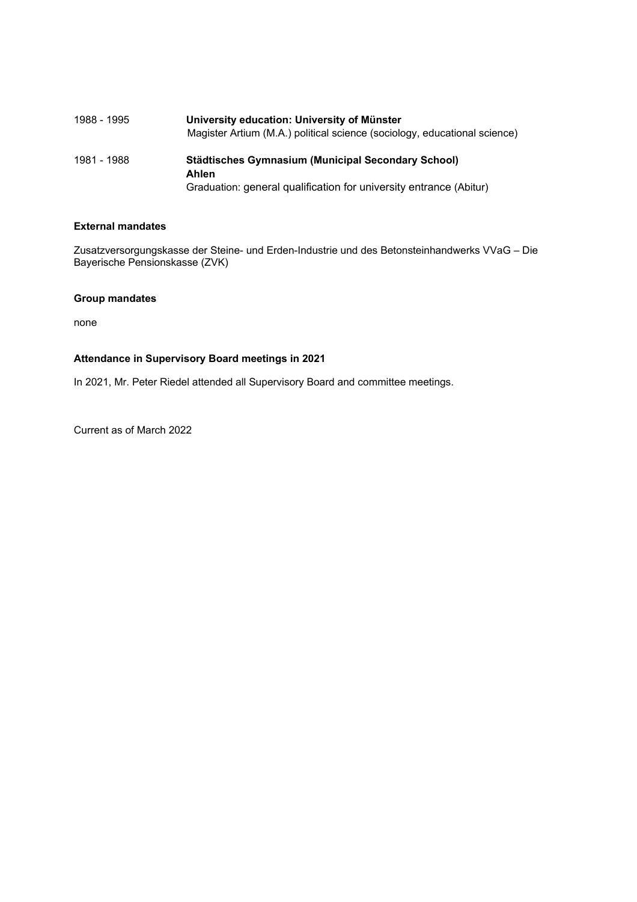| | | |
|---|---|---|
| 1988 - 1995 | **University education: University of Münster**<br>Magister Artium (M.A.) political science (sociology, educational science) |
| 1981 - 1988 | **Städtisches Gymnasium (Municipal Secondary School) Ahlen**<br>Graduation: general qualification for university entrance (Abitur) |

**External mandates**

Zusatzversorgungskasse der Steine- und Erden-Industrie und des Betonsteinhandwerks VVaG – Die Bayerische Pensionskasse (ZVK)

**Group mandates**

none

**Attendance in Supervisory Board meetings in 2021**

In 2021, Mr. Peter Riedel attended all Supervisory Board and committee meetings.

Current as of March 2022